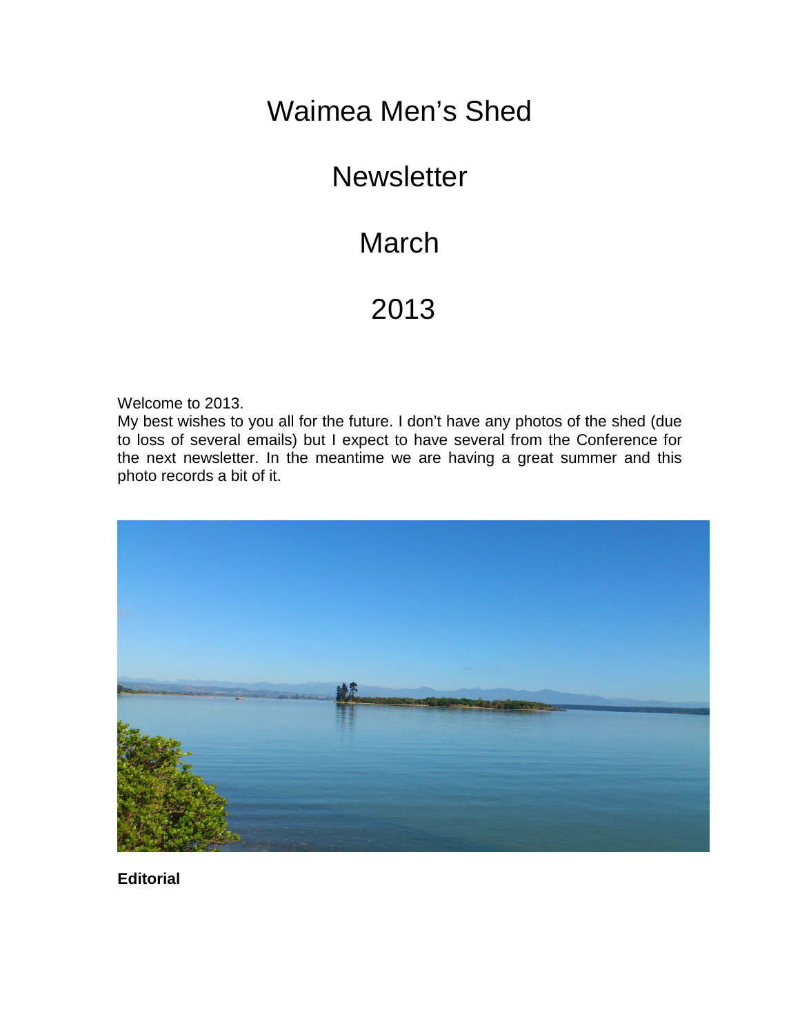# Waimea Men's Shed

# Newsletter

# March

# 2013

Welcome to 2013.
My best wishes to you all for the future. I don't have any photos of the shed (due to loss of several emails) but I expect to have several from the Conference for the next newsletter. In the meantime we are having a great summer and this photo records a bit of it.

**Editorial**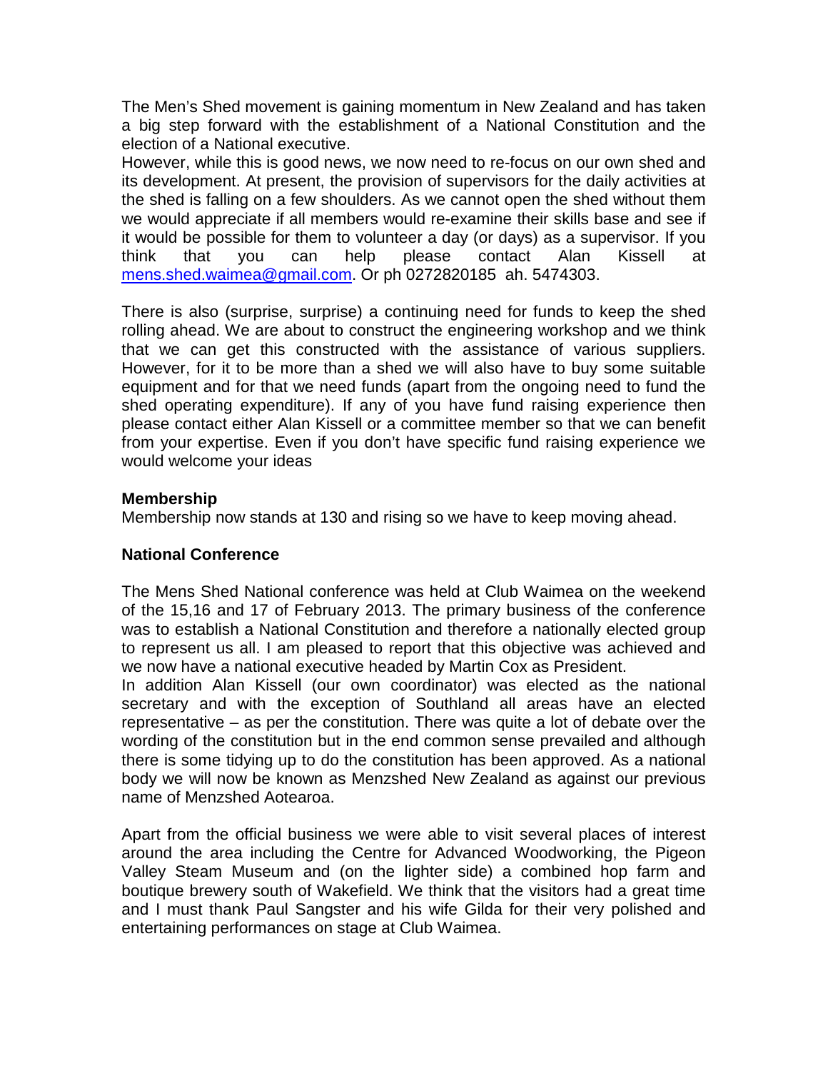The Men's Shed movement is gaining momentum in New Zealand and has taken a big step forward with the establishment of a National Constitution and the election of a National executive.
However, while this is good news, we now need to re-focus on our own shed and its development. At present, the provision of supervisors for the daily activities at the shed is falling on a few shoulders. As we cannot open the shed without them we would appreciate if all members would re-examine their skills base and see if it would be possible for them to volunteer a day (or days) as a supervisor. If you think that you can help please contact Alan Kissell at mens.shed.waimea@gmail.com. Or ph 0272820185 ah. 5474303.

There is also (surprise, surprise) a continuing need for funds to keep the shed rolling ahead. We are about to construct the engineering workshop and we think that we can get this constructed with the assistance of various suppliers. However, for it to be more than a shed we will also have to buy some suitable equipment and for that we need funds (apart from the ongoing need to fund the shed operating expenditure). If any of you have fund raising experience then please contact either Alan Kissell or a committee member so that we can benefit from your expertise. Even if you don't have specific fund raising experience we would welcome your ideas

**Membership**
Membership now stands at 130 and rising so we have to keep moving ahead.

**National Conference**

The Mens Shed National conference was held at Club Waimea on the weekend of the 15,16 and 17 of February 2013. The primary business of the conference was to establish a National Constitution and therefore a nationally elected group to represent us all. I am pleased to report that this objective was achieved and we now have a national executive headed by Martin Cox as President.
In addition Alan Kissell (our own coordinator) was elected as the national secretary and with the exception of Southland all areas have an elected representative – as per the constitution. There was quite a lot of debate over the wording of the constitution but in the end common sense prevailed and although there is some tidying up to do the constitution has been approved. As a national body we will now be known as Menzshed New Zealand as against our previous name of Menzshed Aotearoa.

Apart from the official business we were able to visit several places of interest around the area including the Centre for Advanced Woodworking, the Pigeon Valley Steam Museum and (on the lighter side) a combined hop farm and boutique brewery south of Wakefield. We think that the visitors had a great time and I must thank Paul Sangster and his wife Gilda for their very polished and entertaining performances on stage at Club Waimea.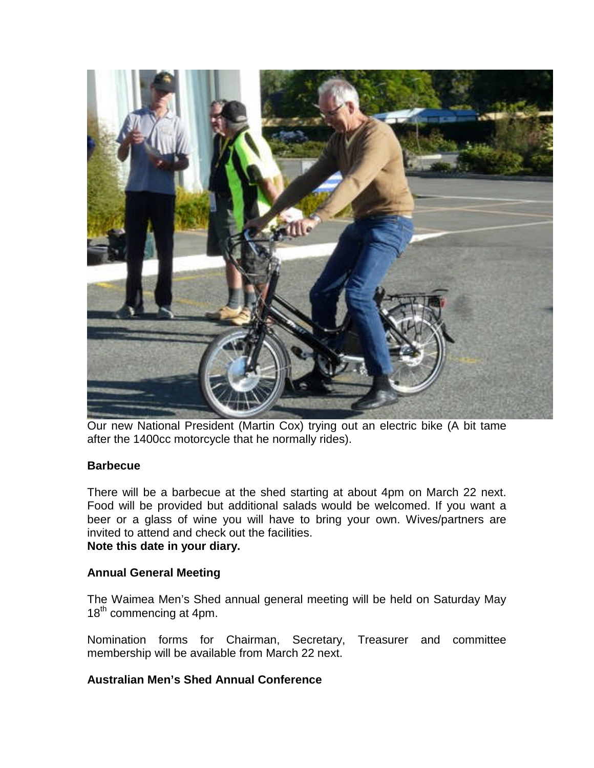Our new National President (Martin Cox) trying out an electric bike (A bit tame after the 1400cc motorcycle that he normally rides).

**Barbecue**

There will be a barbecue at the shed starting at about 4pm on March 22 next. Food will be provided but additional salads would be welcomed. If you want a beer or a glass of wine you will have to bring your own. Wives/partners are invited to attend and check out the facilities.
**Note this date in your diary.**

**Annual General Meeting**

The Waimea Men's Shed annual general meeting will be held on Saturday May 18th commencing at 4pm.

Nomination forms for Chairman, Secretary, Treasurer and committee membership will be available from March 22 next.

**Australian Men's Shed Annual Conference**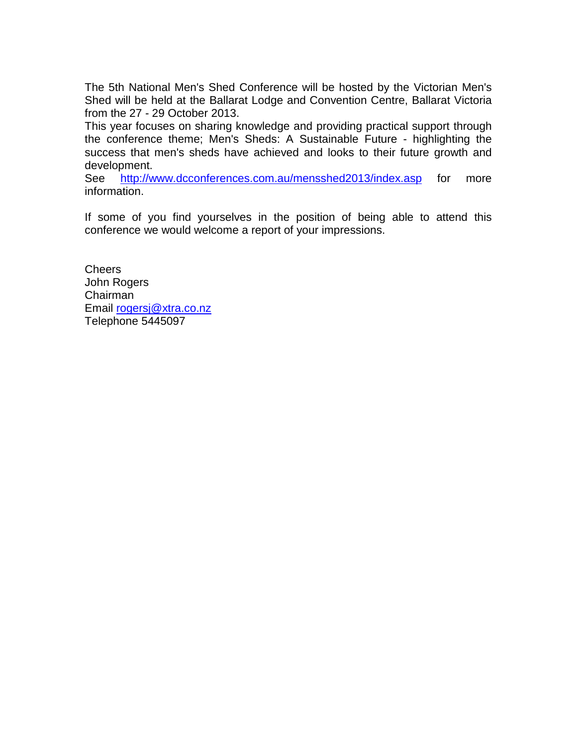The 5th National Men's Shed Conference will be hosted by the Victorian Men's Shed will be held at the Ballarat Lodge and Convention Centre, Ballarat Victoria from the 27 - 29 October 2013.

This year focuses on sharing knowledge and providing practical support through the conference theme; Men's Sheds: A Sustainable Future - highlighting the success that men's sheds have achieved and looks to their future growth and development.

See http://www.dcconferences.com.au/mensshed2013/index.asp for more information.

If some of you find yourselves in the position of being able to attend this conference we would welcome a report of your impressions.

Cheers  
John Rogers  
Chairman  
Email rogersj@xtra.co.nz  
Telephone 5445097